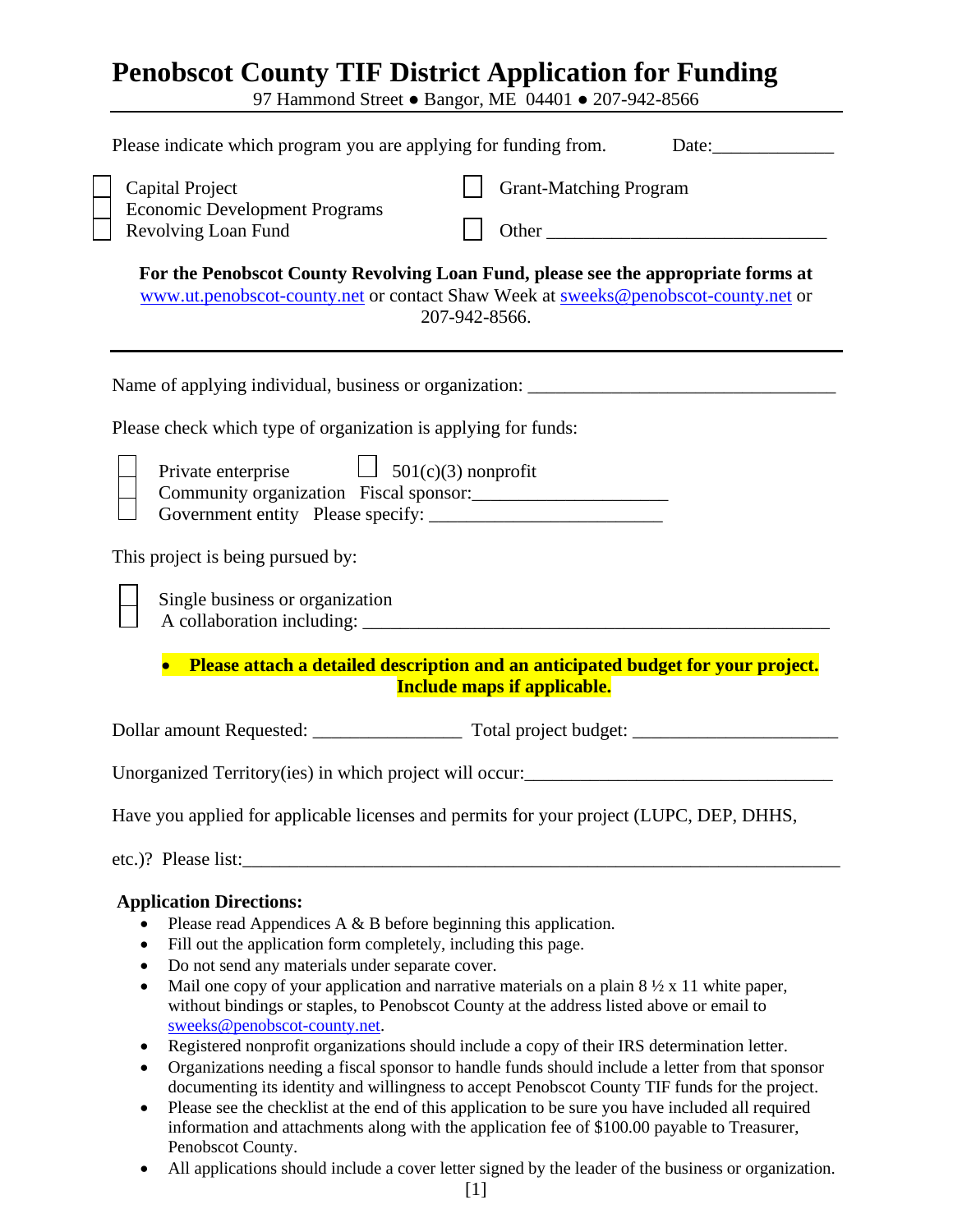# Penobscot County TIF District Application for Funding

97 Hammond Street ● Bangor, ME 04401 ● 207-942-8566

Please indicate which program you are applying for funding from. Date:_____________

☐ Capital Project
☐ Economic Development Programs
☐ Revolving Loan Fund

☐ Grant-Matching Program

☐ Other ______________________________

**For the Penobscot County Revolving Loan Fund, please see the appropriate forms at** www.ut.penobscot-county.net or contact Shaw Week at sweeks@penobscot-county.net or 207-942-8566.

---

Name of applying individual, business or organization: _________________________________

Please check which type of organization is applying for funds:

☐ Private enterprise ☐ 501(c)(3) nonprofit
☐ Community organization Fiscal sponsor:____________________
☐ Government entity Please specify: ________________________

This project is being pursued by:

☐ Single business or organization
☐ A collaboration including: ___________________________________________________

- **Please attach a detailed description and an anticipated budget for your project. Include maps if applicable.**

Dollar amount Requested: ________________ Total project budget: ______________________

Unorganized Territory(ies) in which project will occur:_________________________________

Have you applied for applicable licenses and permits for your project (LUPC, DEP, DHHS, etc.)? Please list:_______________________________________________________________

**Application Directions:**

- Please read Appendices A & B before beginning this application.
- Fill out the application form completely, including this page.
- Do not send any materials under separate cover.
- Mail one copy of your application and narrative materials on a plain 8 ½ x 11 white paper, without bindings or staples, to Penobscot County at the address listed above or email to sweeks@penobscot-county.net.
- Registered nonprofit organizations should include a copy of their IRS determination letter.
- Organizations needing a fiscal sponsor to handle funds should include a letter from that sponsor documenting its identity and willingness to accept Penobscot County TIF funds for the project.
- Please see the checklist at the end of this application to be sure you have included all required information and attachments along with the application fee of $100.00 payable to Treasurer, Penobscot County.
- All applications should include a cover letter signed by the leader of the business or organization.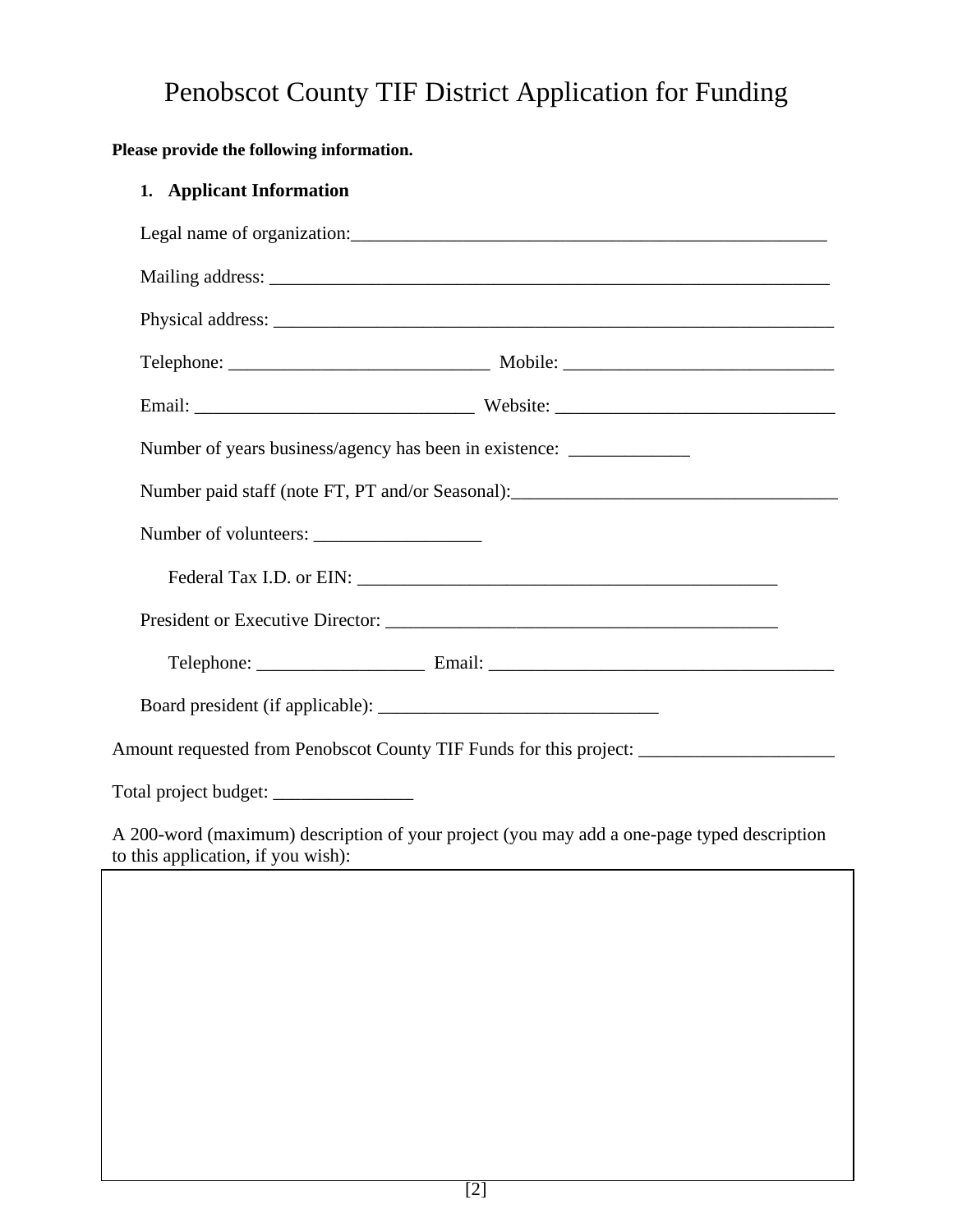# Penobscot County TIF District Application for Funding

**Please provide the following information.**

1. **Applicant Information**

Legal name of organization:_____________________________________________________

Mailing address: _____________________________________________________________

Physical address: _____________________________________________________________

Telephone: ____________________________ Mobile: _____________________________

Email: ______________________________ Website: ______________________________

Number of years business/agency has been in existence: _____________

Number paid staff (note FT, PT and/or Seasonal):___________________________________

Number of volunteers: __________________

Federal Tax I.D. or EIN: ______________________________________________

President or Executive Director: ___________________________________________

Telephone: __________________ Email: _____________________________________

Board president (if applicable): ______________________________

Amount requested from Penobscot County TIF Funds for this project: _____________________

Total project budget: _______________

A 200-word (maximum) description of your project (you may add a one-page typed description to this application, if you wish):

| |
|---|
| |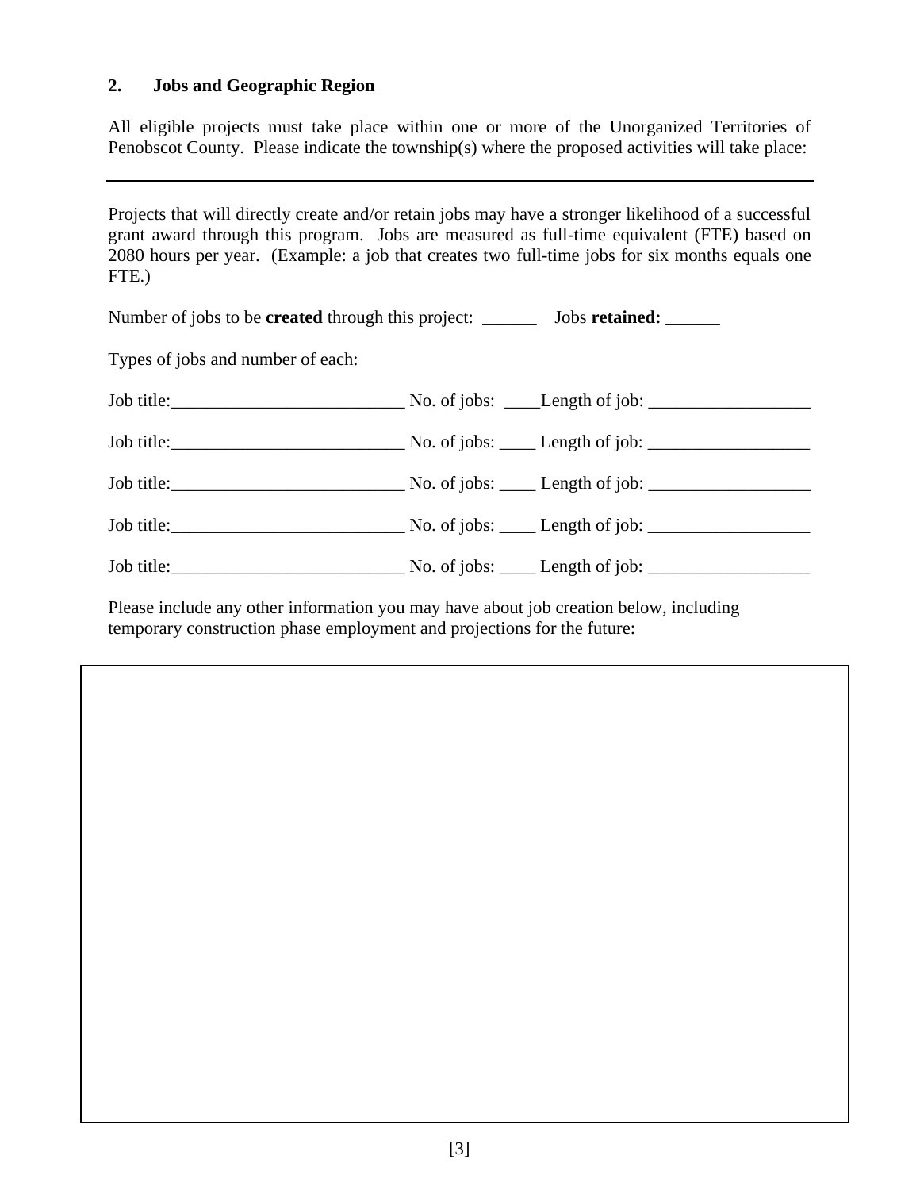## 2. Jobs and Geographic Region

All eligible projects must take place within one or more of the Unorganized Territories of Penobscot County. Please indicate the township(s) where the proposed activities will take place:

---

Projects that will directly create and/or retain jobs may have a stronger likelihood of a successful grant award through this program. Jobs are measured as full-time equivalent (FTE) based on 2080 hours per year. (Example: a job that creates two full-time jobs for six months equals one FTE.)

Number of jobs to be **created** through this project: ______ Jobs **retained:** ______

Types of jobs and number of each:

Job title:__________________________ No. of jobs: ____Length of job: __________________

Job title:__________________________ No. of jobs: ____ Length of job: __________________

Job title:__________________________ No. of jobs: ____ Length of job: __________________

Job title:__________________________ No. of jobs: ____ Length of job: __________________

Job title:__________________________ No. of jobs: ____ Length of job: __________________

Please include any other information you may have about job creation below, including temporary construction phase employment and projections for the future: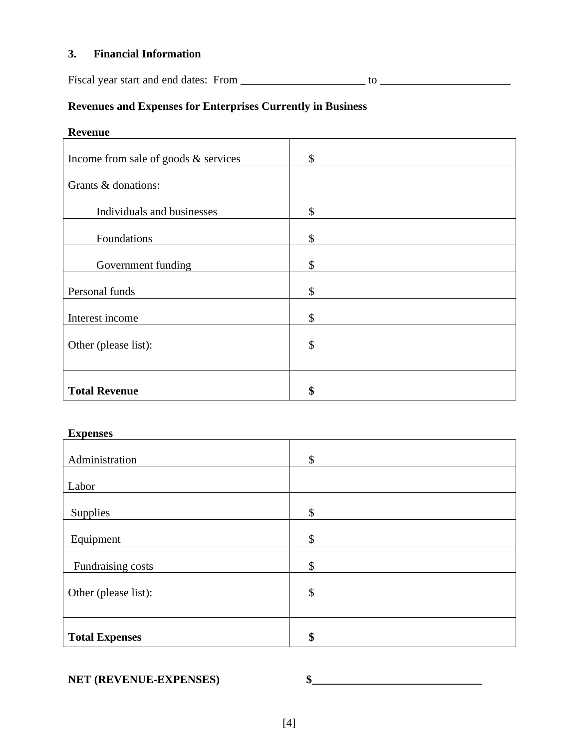### 3. Financial Information

Fiscal year start and end dates: From ______________________ to _______________________

**Revenues and Expenses for Enterprises Currently in Business**

**Revenue**

| | |
|---|---|
| Income from sale of goods & services | $ |
| Grants & donations: | |
| Individuals and businesses | $ |
| Foundations | $ |
| Government funding | $ |
| Personal funds | $ |
| Interest income | $ |
| Other (please list): | $ |
| **Total Revenue** | **$** |

**Expenses**

| | |
|---|---|
| Administration | $ |
| Labor | |
| Supplies | $ |
| Equipment | $ |
| Fundraising costs | $ |
| Other (please list): | $ |
| **Total Expenses** | **$** |

**NET (REVENUE-EXPENSES) $______________________________**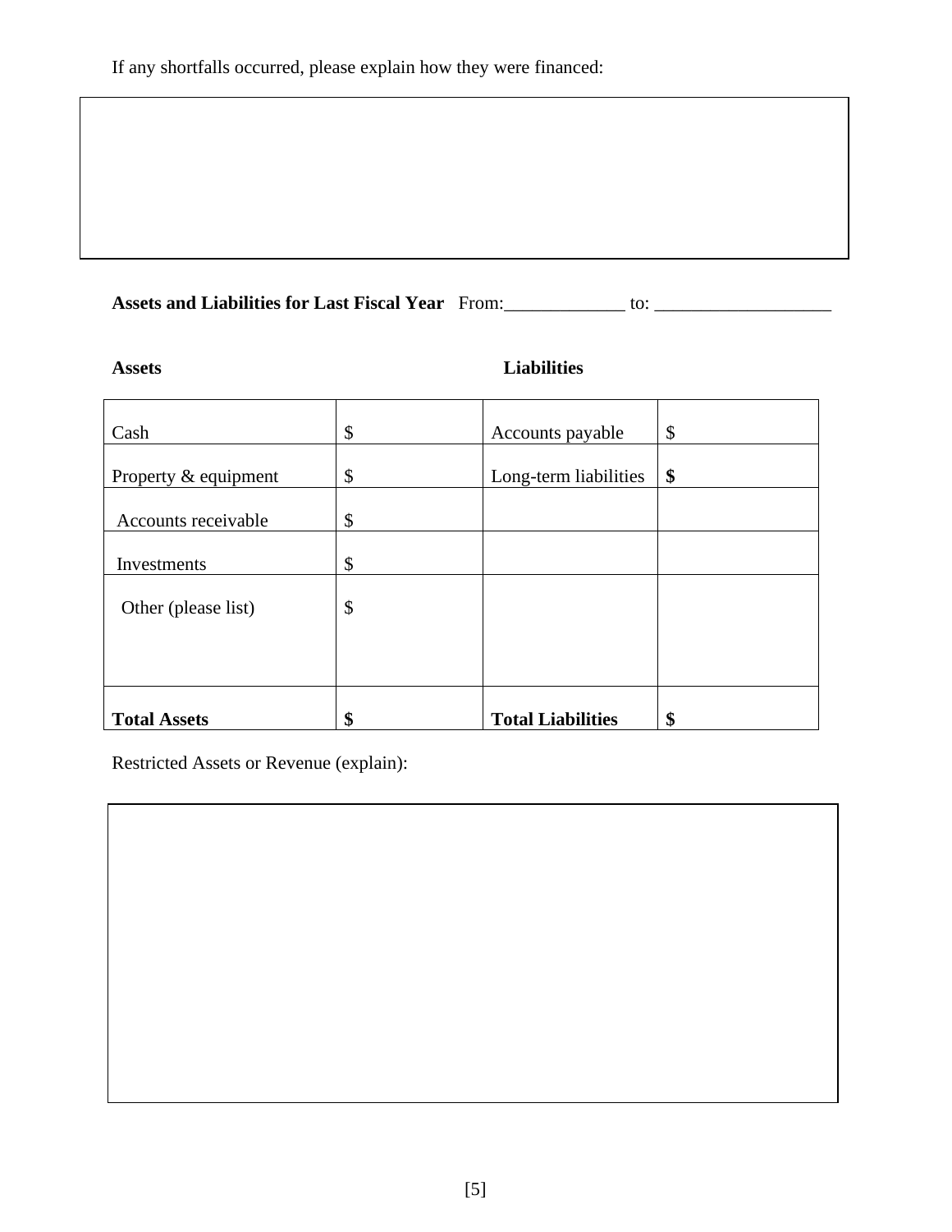If any shortfalls occurred, please explain how they were financed:

**Assets and Liabilities for Last Fiscal Year** From:_____________ to: ___________________

| **Assets** | | **Liabilities** | |
|---|---|---|---|
| Cash | $ | Accounts payable | $ |
| Property & equipment | $ | Long-term liabilities | **$** |
| Accounts receivable | $ | | |
| Investments | $ | | |
| Other (please list) | $ | | |
| **Total Assets** | **$** | **Total Liabilities** | **$** |

Restricted Assets or Revenue (explain):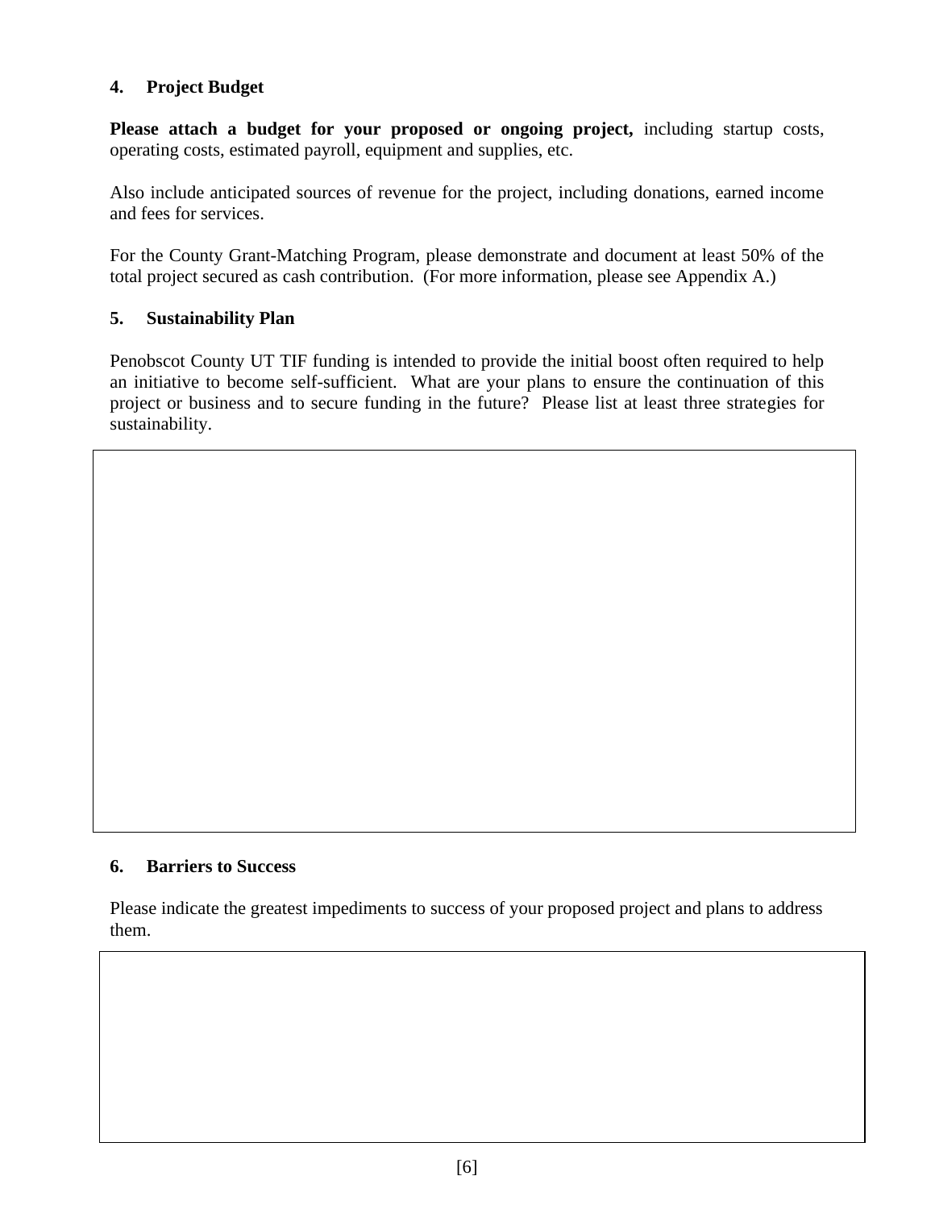### 4. Project Budget

**Please attach a budget for your proposed or ongoing project,** including startup costs, operating costs, estimated payroll, equipment and supplies, etc.

Also include anticipated sources of revenue for the project, including donations, earned income and fees for services.

For the County Grant-Matching Program, please demonstrate and document at least 50% of the total project secured as cash contribution. (For more information, please see Appendix A.)

### 5. Sustainability Plan

Penobscot County UT TIF funding is intended to provide the initial boost often required to help an initiative to become self-sufficient. What are your plans to ensure the continuation of this project or business and to secure funding in the future? Please list at least three strategies for sustainability.

### 6. Barriers to Success

Please indicate the greatest impediments to success of your proposed project and plans to address them.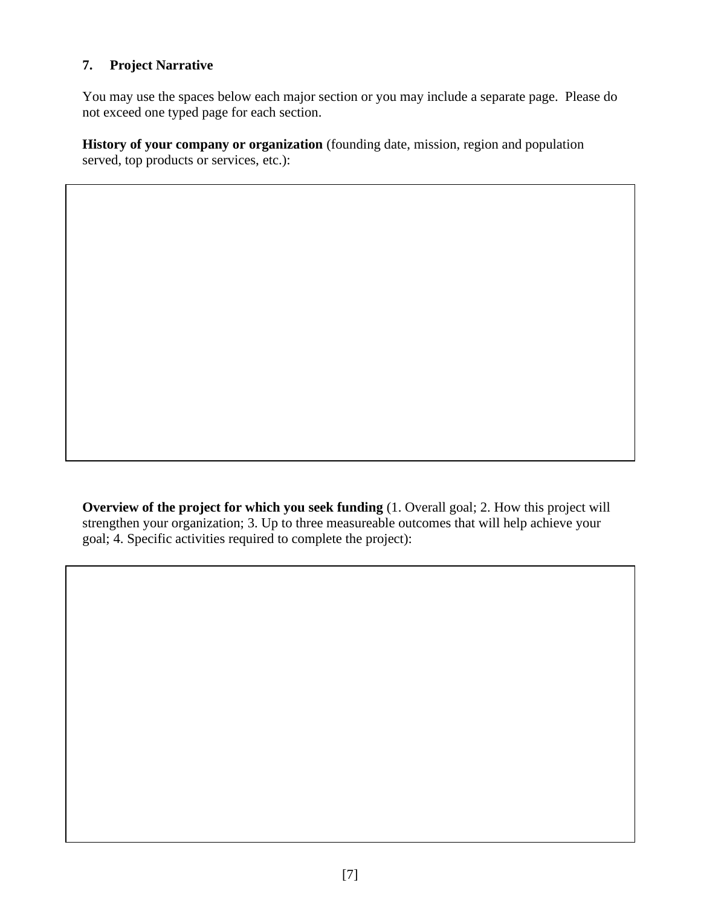### 7. Project Narrative

You may use the spaces below each major section or you may include a separate page. Please do not exceed one typed page for each section.

**History of your company or organization** (founding date, mission, region and population served, top products or services, etc.):

**Overview of the project for which you seek funding** (1. Overall goal; 2. How this project will strengthen your organization; 3. Up to three measureable outcomes that will help achieve your goal; 4. Specific activities required to complete the project):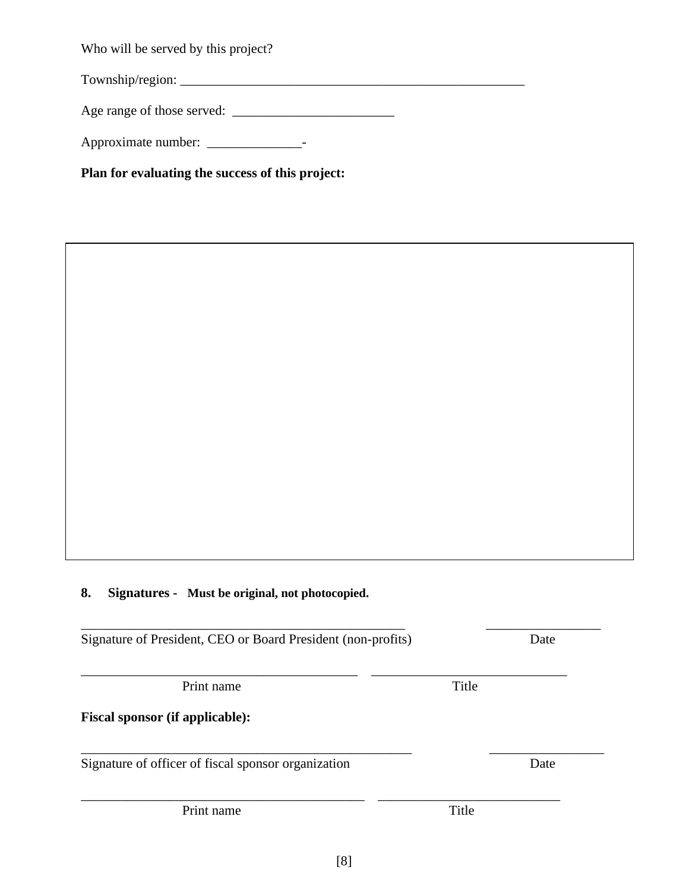Who will be served by this project?

Township/region: ______________________________________________________

Age range of those served: ________________________

Approximate number: ______________-

**Plan for evaluating the success of this project:**

| |
|---|
| |

**8. Signatures - Must be original, not photocopied.**

________________________________________________ ________________
Signature of President, CEO or Board President (non-profits) Date

_________________________________________ _____________________________
Print name Title

**Fiscal sponsor (if applicable):**

_________________________________________________ ________________
Signature of officer of fiscal sponsor organization Date

__________________________________________ ___________________________
Print name Title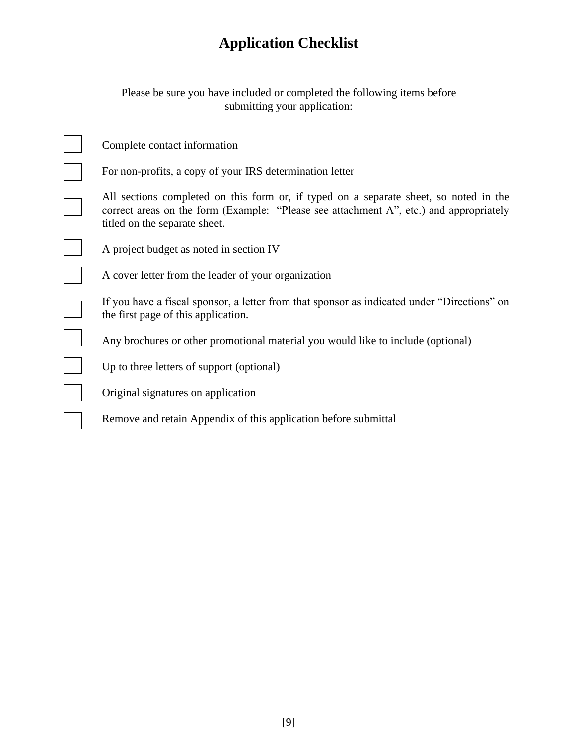# Application Checklist

Please be sure you have included or completed the following items before submitting your application:

- [ ] Complete contact information
- [ ] For non-profits, a copy of your IRS determination letter
- [ ] All sections completed on this form or, if typed on a separate sheet, so noted in the correct areas on the form (Example: "Please see attachment A", etc.) and appropriately titled on the separate sheet.
- [ ] A project budget as noted in section IV
- [ ] A cover letter from the leader of your organization
- [ ] If you have a fiscal sponsor, a letter from that sponsor as indicated under "Directions" on the first page of this application.
- [ ] Any brochures or other promotional material you would like to include (optional)
- [ ] Up to three letters of support (optional)
- [ ] Original signatures on application
- [ ] Remove and retain Appendix of this application before submittal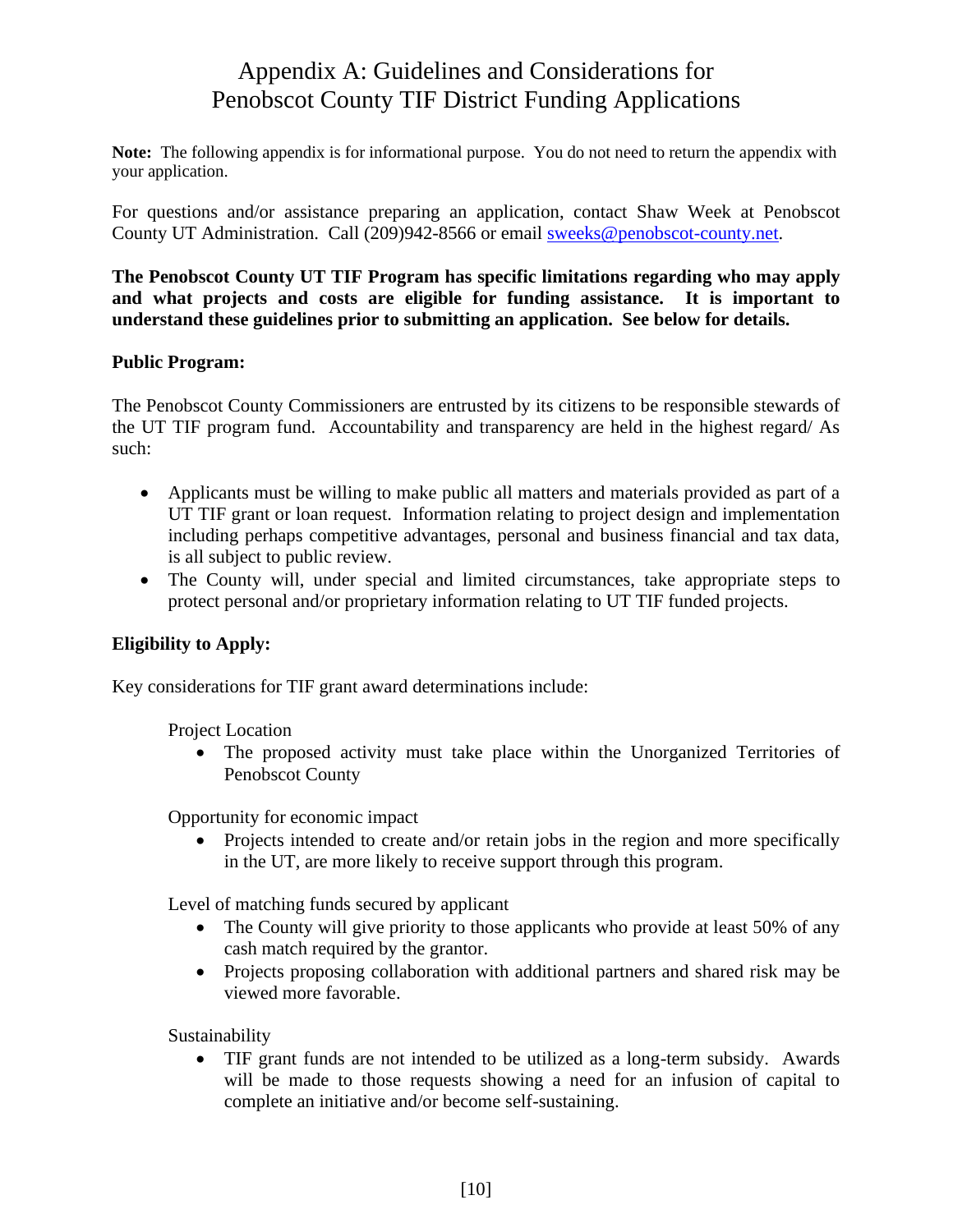# Appendix A: Guidelines and Considerations for Penobscot County TIF District Funding Applications

**Note:** The following appendix is for informational purpose. You do not need to return the appendix with your application.

For questions and/or assistance preparing an application, contact Shaw Week at Penobscot County UT Administration. Call (209)942-8566 or email sweeks@penobscot-county.net.

**The Penobscot County UT TIF Program has specific limitations regarding who may apply and what projects and costs are eligible for funding assistance. It is important to understand these guidelines prior to submitting an application. See below for details.**

**Public Program:**

The Penobscot County Commissioners are entrusted by its citizens to be responsible stewards of the UT TIF program fund. Accountability and transparency are held in the highest regard/ As such:

- Applicants must be willing to make public all matters and materials provided as part of a UT TIF grant or loan request. Information relating to project design and implementation including perhaps competitive advantages, personal and business financial and tax data, is all subject to public review.
- The County will, under special and limited circumstances, take appropriate steps to protect personal and/or proprietary information relating to UT TIF funded projects.

**Eligibility to Apply:**

Key considerations for TIF grant award determinations include:

Project Location

- The proposed activity must take place within the Unorganized Territories of Penobscot County

Opportunity for economic impact

- Projects intended to create and/or retain jobs in the region and more specifically in the UT, are more likely to receive support through this program.

Level of matching funds secured by applicant

- The County will give priority to those applicants who provide at least 50% of any cash match required by the grantor.
- Projects proposing collaboration with additional partners and shared risk may be viewed more favorable.

Sustainability

- TIF grant funds are not intended to be utilized as a long-term subsidy. Awards will be made to those requests showing a need for an infusion of capital to complete an initiative and/or become self-sustaining.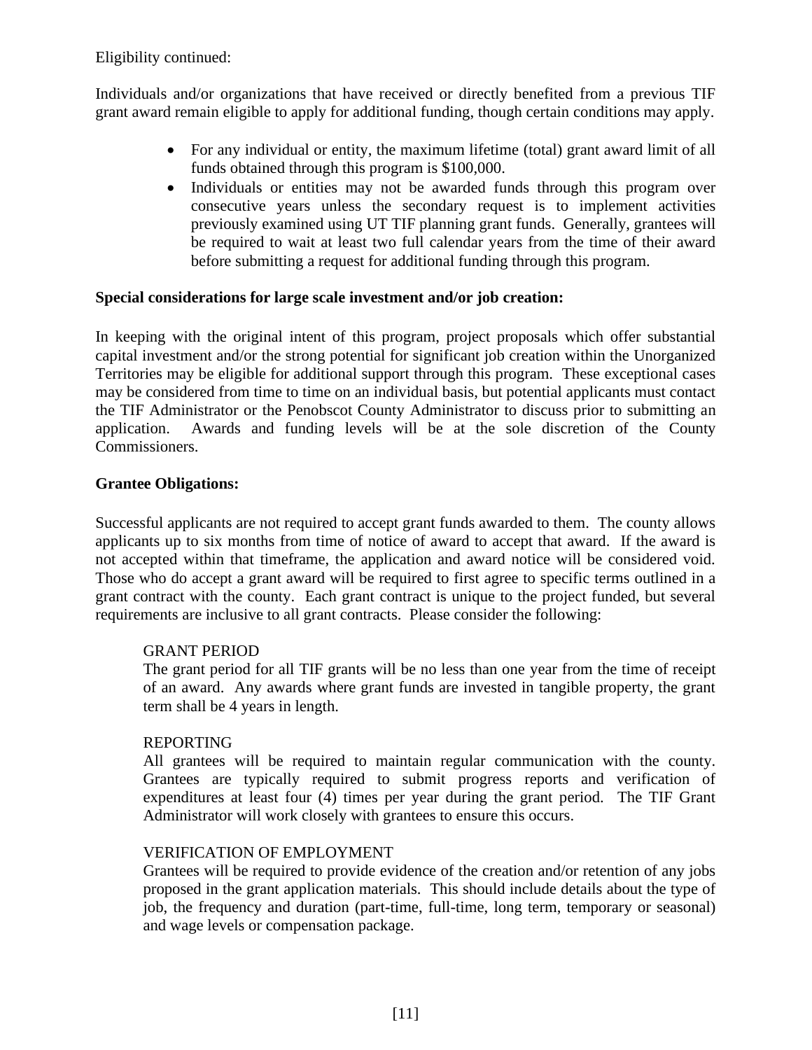Eligibility continued:

Individuals and/or organizations that have received or directly benefited from a previous TIF grant award remain eligible to apply for additional funding, though certain conditions may apply.

- For any individual or entity, the maximum lifetime (total) grant award limit of all funds obtained through this program is $100,000.
- Individuals or entities may not be awarded funds through this program over consecutive years unless the secondary request is to implement activities previously examined using UT TIF planning grant funds. Generally, grantees will be required to wait at least two full calendar years from the time of their award before submitting a request for additional funding through this program.

**Special considerations for large scale investment and/or job creation:**

In keeping with the original intent of this program, project proposals which offer substantial capital investment and/or the strong potential for significant job creation within the Unorganized Territories may be eligible for additional support through this program. These exceptional cases may be considered from time to time on an individual basis, but potential applicants must contact the TIF Administrator or the Penobscot County Administrator to discuss prior to submitting an application. Awards and funding levels will be at the sole discretion of the County Commissioners.

**Grantee Obligations:**

Successful applicants are not required to accept grant funds awarded to them. The county allows applicants up to six months from time of notice of award to accept that award. If the award is not accepted within that timeframe, the application and award notice will be considered void. Those who do accept a grant award will be required to first agree to specific terms outlined in a grant contract with the county. Each grant contract is unique to the project funded, but several requirements are inclusive to all grant contracts. Please consider the following:

GRANT PERIOD
The grant period for all TIF grants will be no less than one year from the time of receipt of an award. Any awards where grant funds are invested in tangible property, the grant term shall be 4 years in length.

REPORTING
All grantees will be required to maintain regular communication with the county. Grantees are typically required to submit progress reports and verification of expenditures at least four (4) times per year during the grant period. The TIF Grant Administrator will work closely with grantees to ensure this occurs.

VERIFICATION OF EMPLOYMENT
Grantees will be required to provide evidence of the creation and/or retention of any jobs proposed in the grant application materials. This should include details about the type of job, the frequency and duration (part-time, full-time, long term, temporary or seasonal) and wage levels or compensation package.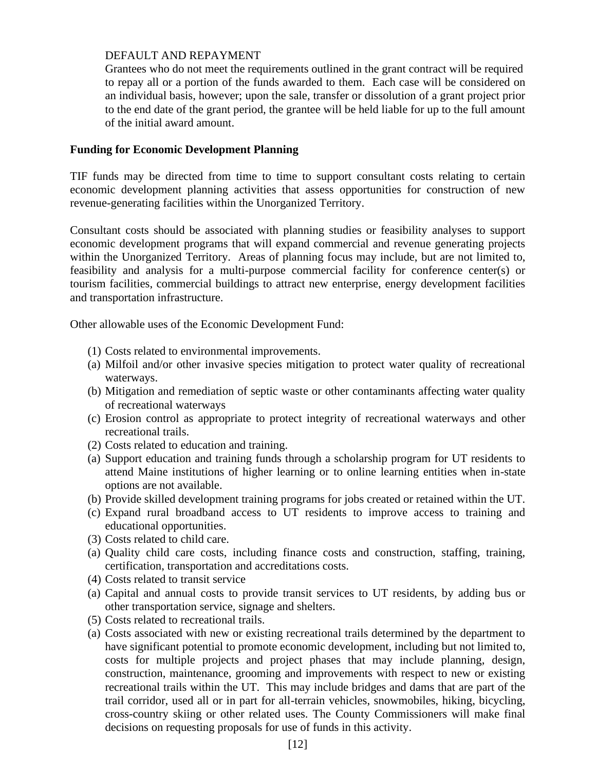DEFAULT AND REPAYMENT

Grantees who do not meet the requirements outlined in the grant contract will be required to repay all or a portion of the funds awarded to them. Each case will be considered on an individual basis, however; upon the sale, transfer or dissolution of a grant project prior to the end date of the grant period, the grantee will be held liable for up to the full amount of the initial award amount.

**Funding for Economic Development Planning**

TIF funds may be directed from time to time to support consultant costs relating to certain economic development planning activities that assess opportunities for construction of new revenue-generating facilities within the Unorganized Territory.

Consultant costs should be associated with planning studies or feasibility analyses to support economic development programs that will expand commercial and revenue generating projects within the Unorganized Territory. Areas of planning focus may include, but are not limited to, feasibility and analysis for a multi-purpose commercial facility for conference center(s) or tourism facilities, commercial buildings to attract new enterprise, energy development facilities and transportation infrastructure.

Other allowable uses of the Economic Development Fund:

(1) Costs related to environmental improvements.
(a) Milfoil and/or other invasive species mitigation to protect water quality of recreational waterways.
(b) Mitigation and remediation of septic waste or other contaminants affecting water quality of recreational waterways
(c) Erosion control as appropriate to protect integrity of recreational waterways and other recreational trails.
(2) Costs related to education and training.
(a) Support education and training funds through a scholarship program for UT residents to attend Maine institutions of higher learning or to online learning entities when in-state options are not available.
(b) Provide skilled development training programs for jobs created or retained within the UT.
(c) Expand rural broadband access to UT residents to improve access to training and educational opportunities.
(3) Costs related to child care.
(a) Quality child care costs, including finance costs and construction, staffing, training, certification, transportation and accreditations costs.
(4) Costs related to transit service
(a) Capital and annual costs to provide transit services to UT residents, by adding bus or other transportation service, signage and shelters.
(5) Costs related to recreational trails.
(a) Costs associated with new or existing recreational trails determined by the department to have significant potential to promote economic development, including but not limited to, costs for multiple projects and project phases that may include planning, design, construction, maintenance, grooming and improvements with respect to new or existing recreational trails within the UT. This may include bridges and dams that are part of the trail corridor, used all or in part for all-terrain vehicles, snowmobiles, hiking, bicycling, cross-country skiing or other related uses. The County Commissioners will make final decisions on requesting proposals for use of funds in this activity.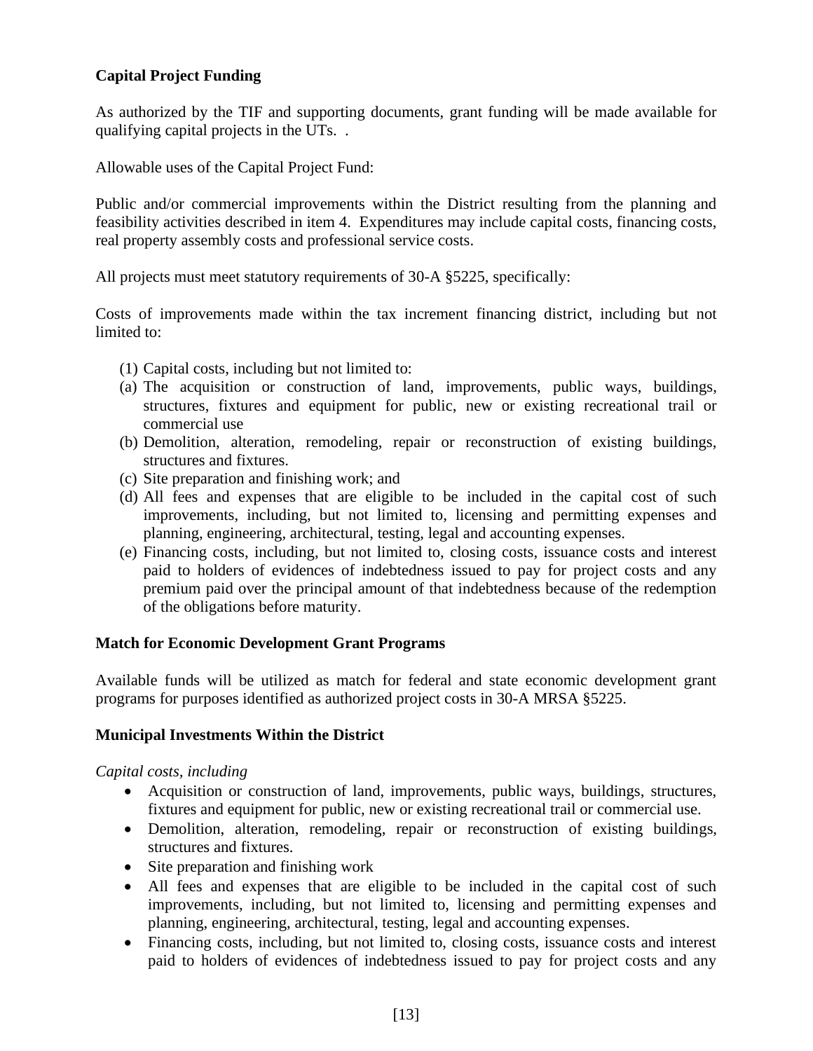**Capital Project Funding**

As authorized by the TIF and supporting documents, grant funding will be made available for qualifying capital projects in the UTs. .

Allowable uses of the Capital Project Fund:

Public and/or commercial improvements within the District resulting from the planning and feasibility activities described in item 4. Expenditures may include capital costs, financing costs, real property assembly costs and professional service costs.

All projects must meet statutory requirements of 30-A §5225, specifically:

Costs of improvements made within the tax increment financing district, including but not limited to:

(1) Capital costs, including but not limited to:
(a) The acquisition or construction of land, improvements, public ways, buildings, structures, fixtures and equipment for public, new or existing recreational trail or commercial use
(b) Demolition, alteration, remodeling, repair or reconstruction of existing buildings, structures and fixtures.
(c) Site preparation and finishing work; and
(d) All fees and expenses that are eligible to be included in the capital cost of such improvements, including, but not limited to, licensing and permitting expenses and planning, engineering, architectural, testing, legal and accounting expenses.
(e) Financing costs, including, but not limited to, closing costs, issuance costs and interest paid to holders of evidences of indebtedness issued to pay for project costs and any premium paid over the principal amount of that indebtedness because of the redemption of the obligations before maturity.

**Match for Economic Development Grant Programs**

Available funds will be utilized as match for federal and state economic development grant programs for purposes identified as authorized project costs in 30-A MRSA §5225.

**Municipal Investments Within the District**

*Capital costs, including*

- Acquisition or construction of land, improvements, public ways, buildings, structures, fixtures and equipment for public, new or existing recreational trail or commercial use.
- Demolition, alteration, remodeling, repair or reconstruction of existing buildings, structures and fixtures.
- Site preparation and finishing work
- All fees and expenses that are eligible to be included in the capital cost of such improvements, including, but not limited to, licensing and permitting expenses and planning, engineering, architectural, testing, legal and accounting expenses.
- Financing costs, including, but not limited to, closing costs, issuance costs and interest paid to holders of evidences of indebtedness issued to pay for project costs and any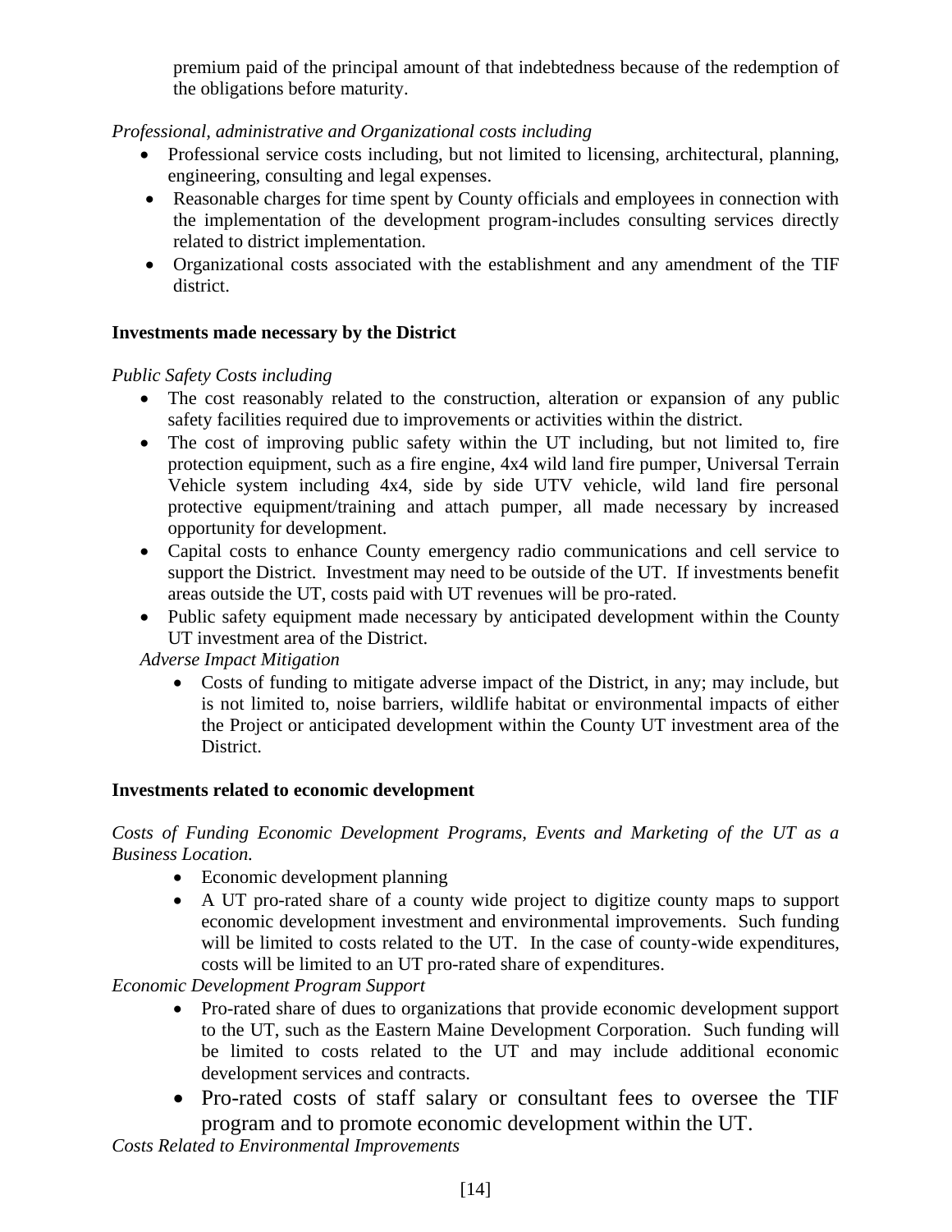premium paid of the principal amount of that indebtedness because of the redemption of the obligations before maturity.

*Professional, administrative and Organizational costs including*

- Professional service costs including, but not limited to licensing, architectural, planning, engineering, consulting and legal expenses.
- Reasonable charges for time spent by County officials and employees in connection with the implementation of the development program-includes consulting services directly related to district implementation.
- Organizational costs associated with the establishment and any amendment of the TIF district.

**Investments made necessary by the District**

*Public Safety Costs including*

- The cost reasonably related to the construction, alteration or expansion of any public safety facilities required due to improvements or activities within the district.
- The cost of improving public safety within the UT including, but not limited to, fire protection equipment, such as a fire engine, 4x4 wild land fire pumper, Universal Terrain Vehicle system including 4x4, side by side UTV vehicle, wild land fire personal protective equipment/training and attach pumper, all made necessary by increased opportunity for development.
- Capital costs to enhance County emergency radio communications and cell service to support the District. Investment may need to be outside of the UT. If investments benefit areas outside the UT, costs paid with UT revenues will be pro-rated.
- Public safety equipment made necessary by anticipated development within the County UT investment area of the District.

*Adverse Impact Mitigation*

- Costs of funding to mitigate adverse impact of the District, in any; may include, but is not limited to, noise barriers, wildlife habitat or environmental impacts of either the Project or anticipated development within the County UT investment area of the District.

**Investments related to economic development**

*Costs of Funding Economic Development Programs, Events and Marketing of the UT as a Business Location.*

- Economic development planning
- A UT pro-rated share of a county wide project to digitize county maps to support economic development investment and environmental improvements. Such funding will be limited to costs related to the UT. In the case of county-wide expenditures, costs will be limited to an UT pro-rated share of expenditures.

*Economic Development Program Support*

- Pro-rated share of dues to organizations that provide economic development support to the UT, such as the Eastern Maine Development Corporation. Such funding will be limited to costs related to the UT and may include additional economic development services and contracts.
- Pro-rated costs of staff salary or consultant fees to oversee the TIF program and to promote economic development within the UT.

*Costs Related to Environmental Improvements*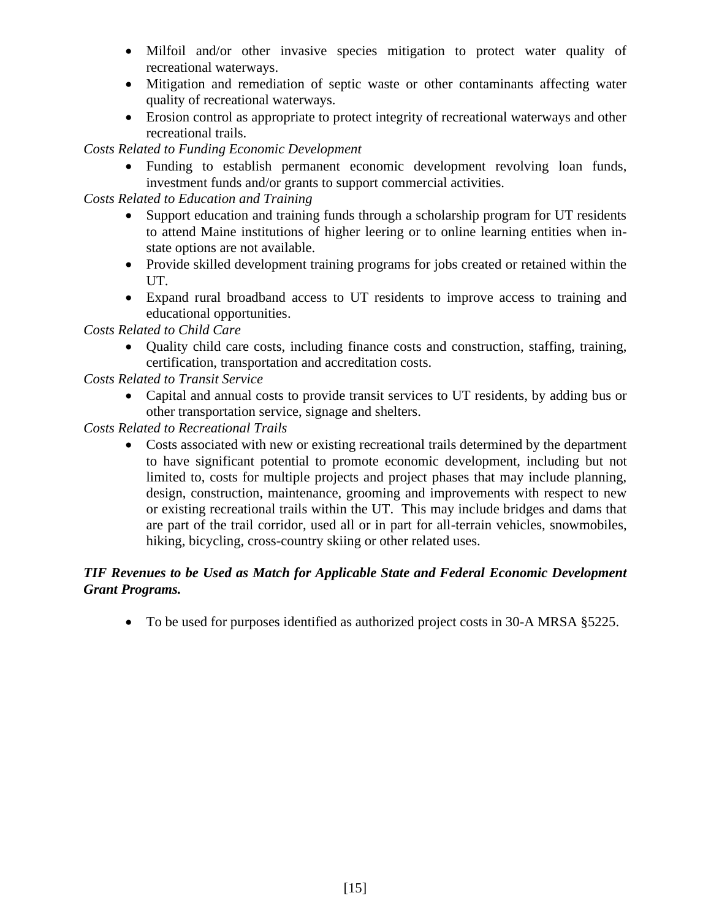- Milfoil and/or other invasive species mitigation to protect water quality of recreational waterways.
- Mitigation and remediation of septic waste or other contaminants affecting water quality of recreational waterways.
- Erosion control as appropriate to protect integrity of recreational waterways and other recreational trails.

*Costs Related to Funding Economic Development*

- Funding to establish permanent economic development revolving loan funds, investment funds and/or grants to support commercial activities.

*Costs Related to Education and Training*

- Support education and training funds through a scholarship program for UT residents to attend Maine institutions of higher leering or to online learning entities when in-state options are not available.
- Provide skilled development training programs for jobs created or retained within the UT.
- Expand rural broadband access to UT residents to improve access to training and educational opportunities.

*Costs Related to Child Care*

- Quality child care costs, including finance costs and construction, staffing, training, certification, transportation and accreditation costs.

*Costs Related to Transit Service*

- Capital and annual costs to provide transit services to UT residents, by adding bus or other transportation service, signage and shelters.

*Costs Related to Recreational Trails*

- Costs associated with new or existing recreational trails determined by the department to have significant potential to promote economic development, including but not limited to, costs for multiple projects and project phases that may include planning, design, construction, maintenance, grooming and improvements with respect to new or existing recreational trails within the UT. This may include bridges and dams that are part of the trail corridor, used all or in part for all-terrain vehicles, snowmobiles, hiking, bicycling, cross-country skiing or other related uses.

***TIF Revenues to be Used as Match for Applicable State and Federal Economic Development Grant Programs.***

- To be used for purposes identified as authorized project costs in 30-A MRSA §5225.